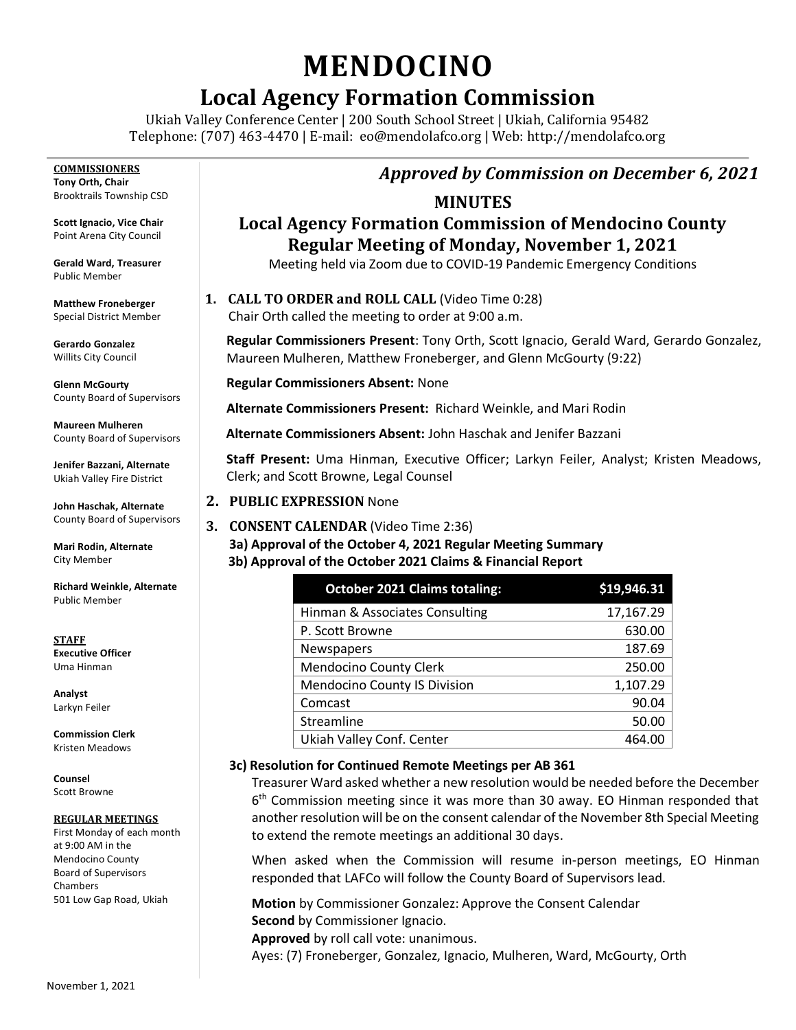# MENDOCINO

## Local Agency Formation Commission

Ukiah Valley Conference Center | 200 South School Street | Ukiah, California 95482
Telephone: (707) 463-4470 | E-mail: eo@mendolafco.org | Web: http://mendolafco.org

**COMMISSIONERS**

**Tony Orth, Chair**
Brooktrails Township CSD

**Scott Ignacio, Vice Chair**
Point Arena City Council

**Gerald Ward, Treasurer**
Public Member

**Matthew Froneberger**
Special District Member

**Gerardo Gonzalez**
Willits City Council

**Glenn McGourty**
County Board of Supervisors

**Maureen Mulheren**
County Board of Supervisors

**Jenifer Bazzani, Alternate**
Ukiah Valley Fire District

**John Haschak, Alternate**
County Board of Supervisors

**Mari Rodin, Alternate**
City Member

**Richard Weinkle, Alternate**
Public Member

**STAFF**

**Executive Officer**
Uma Hinman

**Analyst**
Larkyn Feiler

**Commission Clerk**
Kristen Meadows

**Counsel**
Scott Browne

**REGULAR MEETINGS**

First Monday of each month at 9:00 AM in the Mendocino County Board of Supervisors Chambers 501 Low Gap Road, Ukiah

***Approved by Commission on December 6, 2021***

## MINUTES

## Local Agency Formation Commission of Mendocino County Regular Meeting of Monday, November 1, 2021

Meeting held via Zoom due to COVID-19 Pandemic Emergency Conditions

**1. CALL TO ORDER and ROLL CALL** (Video Time 0:28)

Chair Orth called the meeting to order at 9:00 a.m.

**Regular Commissioners Present**: Tony Orth, Scott Ignacio, Gerald Ward, Gerardo Gonzalez, Maureen Mulheren, Matthew Froneberger, and Glenn McGourty (9:22)

**Regular Commissioners Absent:** None

**Alternate Commissioners Present:** Richard Weinkle, and Mari Rodin

**Alternate Commissioners Absent:** John Haschak and Jenifer Bazzani

**Staff Present:** Uma Hinman, Executive Officer; Larkyn Feiler, Analyst; Kristen Meadows, Clerk; and Scott Browne, Legal Counsel

**2. PUBLIC EXPRESSION** None

**3. CONSENT CALENDAR** (Video Time 2:36)

**3a) Approval of the October 4, 2021 Regular Meeting Summary**

**3b) Approval of the October 2021 Claims & Financial Report**

| October 2021 Claims totaling: | $19,946.31 |
|---|---|
| Hinman & Associates Consulting | 17,167.29 |
| P. Scott Browne | 630.00 |
| Newspapers | 187.69 |
| Mendocino County Clerk | 250.00 |
| Mendocino County IS Division | 1,107.29 |
| Comcast | 90.04 |
| Streamline | 50.00 |
| Ukiah Valley Conf. Center | 464.00 |

**3c) Resolution for Continued Remote Meetings per AB 361**

Treasurer Ward asked whether a new resolution would be needed before the December 6th Commission meeting since it was more than 30 away. EO Hinman responded that another resolution will be on the consent calendar of the November 8th Special Meeting to extend the remote meetings an additional 30 days.

When asked when the Commission will resume in-person meetings, EO Hinman responded that LAFCo will follow the County Board of Supervisors lead.

**Motion** by Commissioner Gonzalez: Approve the Consent Calendar
**Second** by Commissioner Ignacio.
**Approved** by roll call vote: unanimous.
Ayes: (7) Froneberger, Gonzalez, Ignacio, Mulheren, Ward, McGourty, Orth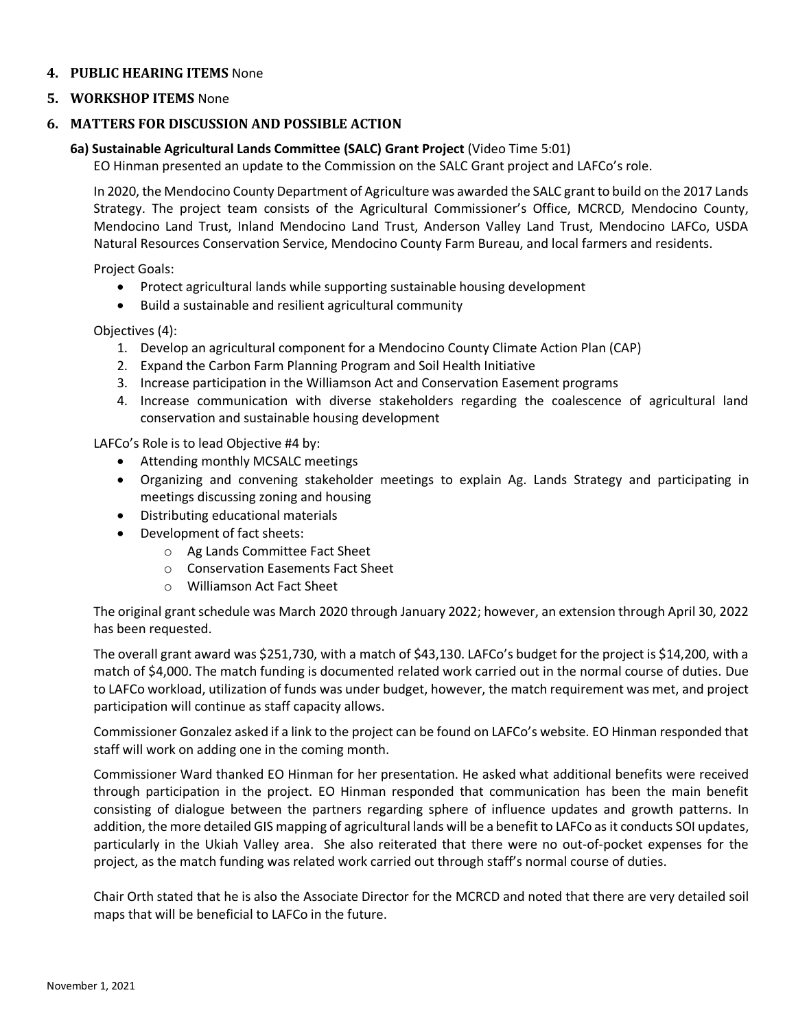## 4. PUBLIC HEARING ITEMS None

## 5. WORKSHOP ITEMS None

## 6. MATTERS FOR DISCUSSION AND POSSIBLE ACTION

### 6a) Sustainable Agricultural Lands Committee (SALC) Grant Project (Video Time 5:01)

EO Hinman presented an update to the Commission on the SALC Grant project and LAFCo's role.

In 2020, the Mendocino County Department of Agriculture was awarded the SALC grant to build on the 2017 Lands Strategy. The project team consists of the Agricultural Commissioner's Office, MCRCD, Mendocino County, Mendocino Land Trust, Inland Mendocino Land Trust, Anderson Valley Land Trust, Mendocino LAFCo, USDA Natural Resources Conservation Service, Mendocino County Farm Bureau, and local farmers and residents.

Project Goals:

- Protect agricultural lands while supporting sustainable housing development
- Build a sustainable and resilient agricultural community

Objectives (4):

1. Develop an agricultural component for a Mendocino County Climate Action Plan (CAP)
2. Expand the Carbon Farm Planning Program and Soil Health Initiative
3. Increase participation in the Williamson Act and Conservation Easement programs
4. Increase communication with diverse stakeholders regarding the coalescence of agricultural land conservation and sustainable housing development

LAFCo's Role is to lead Objective #4 by:

- Attending monthly MCSALC meetings
- Organizing and convening stakeholder meetings to explain Ag. Lands Strategy and participating in meetings discussing zoning and housing
- Distributing educational materials
- Development of fact sheets:
  - Ag Lands Committee Fact Sheet
  - Conservation Easements Fact Sheet
  - Williamson Act Fact Sheet

The original grant schedule was March 2020 through January 2022; however, an extension through April 30, 2022 has been requested.

The overall grant award was $251,730, with a match of $43,130. LAFCo's budget for the project is $14,200, with a match of $4,000. The match funding is documented related work carried out in the normal course of duties. Due to LAFCo workload, utilization of funds was under budget, however, the match requirement was met, and project participation will continue as staff capacity allows.

Commissioner Gonzalez asked if a link to the project can be found on LAFCo's website. EO Hinman responded that staff will work on adding one in the coming month.

Commissioner Ward thanked EO Hinman for her presentation. He asked what additional benefits were received through participation in the project. EO Hinman responded that communication has been the main benefit consisting of dialogue between the partners regarding sphere of influence updates and growth patterns. In addition, the more detailed GIS mapping of agricultural lands will be a benefit to LAFCo as it conducts SOI updates, particularly in the Ukiah Valley area. She also reiterated that there were no out-of-pocket expenses for the project, as the match funding was related work carried out through staff's normal course of duties.

Chair Orth stated that he is also the Associate Director for the MCRCD and noted that there are very detailed soil maps that will be beneficial to LAFCo in the future.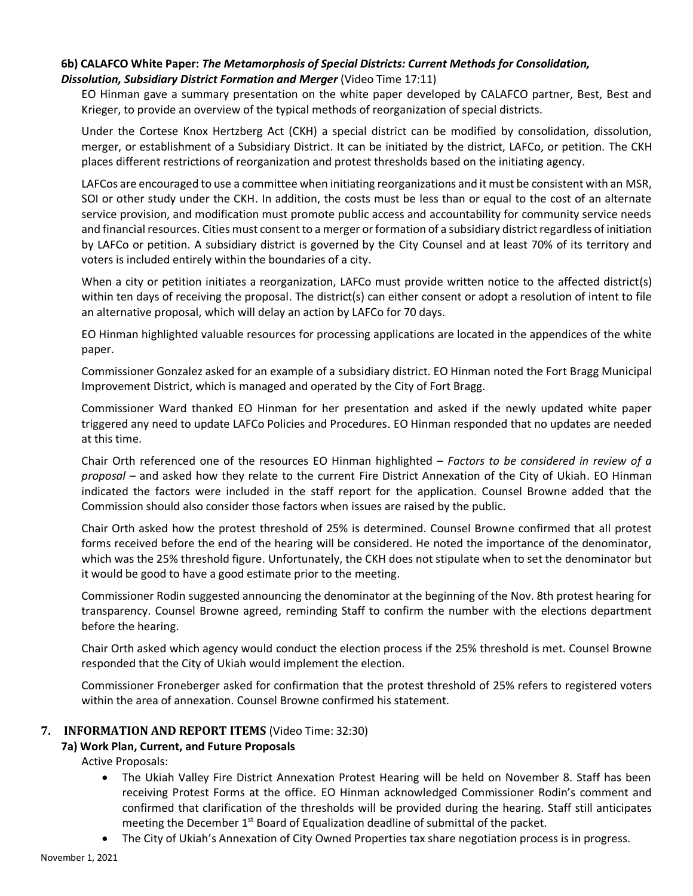### 6b) CALAFCO White Paper: *The Metamorphosis of Special Districts: Current Methods for Consolidation, Dissolution, Subsidiary District Formation and Merger* (Video Time 17:11)

EO Hinman gave a summary presentation on the white paper developed by CALAFCO partner, Best, Best and Krieger, to provide an overview of the typical methods of reorganization of special districts.

Under the Cortese Knox Hertzberg Act (CKH) a special district can be modified by consolidation, dissolution, merger, or establishment of a Subsidiary District. It can be initiated by the district, LAFCo, or petition. The CKH places different restrictions of reorganization and protest thresholds based on the initiating agency.

LAFCos are encouraged to use a committee when initiating reorganizations and it must be consistent with an MSR, SOI or other study under the CKH. In addition, the costs must be less than or equal to the cost of an alternate service provision, and modification must promote public access and accountability for community service needs and financial resources. Cities must consent to a merger or formation of a subsidiary district regardless of initiation by LAFCo or petition. A subsidiary district is governed by the City Counsel and at least 70% of its territory and voters is included entirely within the boundaries of a city.

When a city or petition initiates a reorganization, LAFCo must provide written notice to the affected district(s) within ten days of receiving the proposal. The district(s) can either consent or adopt a resolution of intent to file an alternative proposal, which will delay an action by LAFCo for 70 days.

EO Hinman highlighted valuable resources for processing applications are located in the appendices of the white paper.

Commissioner Gonzalez asked for an example of a subsidiary district. EO Hinman noted the Fort Bragg Municipal Improvement District, which is managed and operated by the City of Fort Bragg.

Commissioner Ward thanked EO Hinman for her presentation and asked if the newly updated white paper triggered any need to update LAFCo Policies and Procedures. EO Hinman responded that no updates are needed at this time.

Chair Orth referenced one of the resources EO Hinman highlighted – *Factors to be considered in review of a proposal* – and asked how they relate to the current Fire District Annexation of the City of Ukiah. EO Hinman indicated the factors were included in the staff report for the application. Counsel Browne added that the Commission should also consider those factors when issues are raised by the public.

Chair Orth asked how the protest threshold of 25% is determined. Counsel Browne confirmed that all protest forms received before the end of the hearing will be considered. He noted the importance of the denominator, which was the 25% threshold figure. Unfortunately, the CKH does not stipulate when to set the denominator but it would be good to have a good estimate prior to the meeting.

Commissioner Rodin suggested announcing the denominator at the beginning of the Nov. 8th protest hearing for transparency. Counsel Browne agreed, reminding Staff to confirm the number with the elections department before the hearing.

Chair Orth asked which agency would conduct the election process if the 25% threshold is met. Counsel Browne responded that the City of Ukiah would implement the election.

Commissioner Froneberger asked for confirmation that the protest threshold of 25% refers to registered voters within the area of annexation. Counsel Browne confirmed his statement.

## 7. INFORMATION AND REPORT ITEMS (Video Time: 32:30)

### 7a) Work Plan, Current, and Future Proposals

Active Proposals:

- The Ukiah Valley Fire District Annexation Protest Hearing will be held on November 8. Staff has been receiving Protest Forms at the office. EO Hinman acknowledged Commissioner Rodin's comment and confirmed that clarification of the thresholds will be provided during the hearing. Staff still anticipates meeting the December 1st Board of Equalization deadline of submittal of the packet.
- The City of Ukiah's Annexation of City Owned Properties tax share negotiation process is in progress.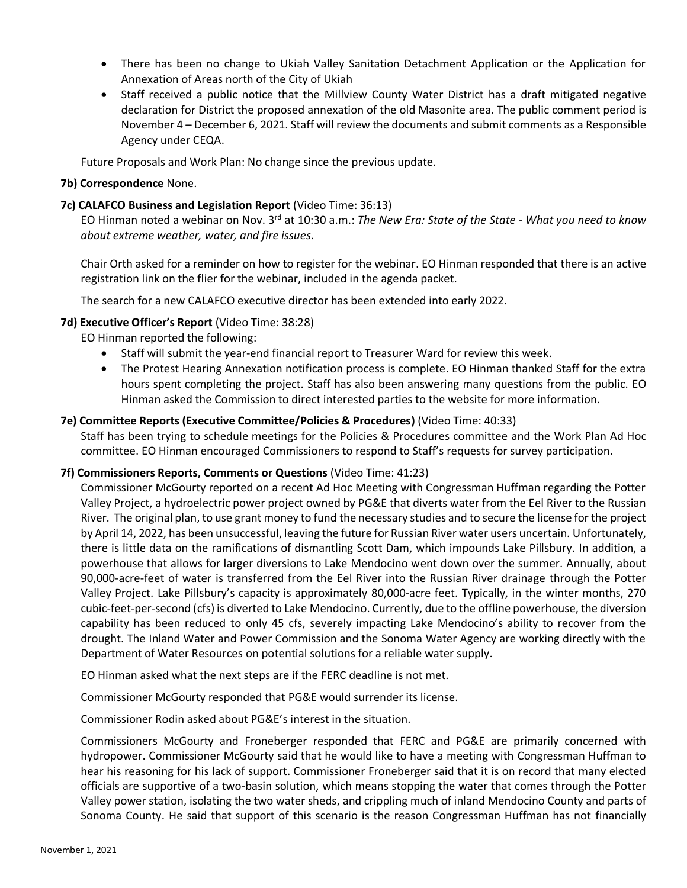- There has been no change to Ukiah Valley Sanitation Detachment Application or the Application for Annexation of Areas north of the City of Ukiah
- Staff received a public notice that the Millview County Water District has a draft mitigated negative declaration for District the proposed annexation of the old Masonite area. The public comment period is November 4 – December 6, 2021. Staff will review the documents and submit comments as a Responsible Agency under CEQA.

Future Proposals and Work Plan: No change since the previous update.

**7b) Correspondence** None.

**7c) CALAFCO Business and Legislation Report** (Video Time: 36:13)

EO Hinman noted a webinar on Nov. 3rd at 10:30 a.m.: *The New Era: State of the State - What you need to know about extreme weather, water, and fire issues*.

Chair Orth asked for a reminder on how to register for the webinar. EO Hinman responded that there is an active registration link on the flier for the webinar, included in the agenda packet.

The search for a new CALAFCO executive director has been extended into early 2022.

**7d) Executive Officer's Report** (Video Time: 38:28)

EO Hinman reported the following:

- Staff will submit the year-end financial report to Treasurer Ward for review this week.
- The Protest Hearing Annexation notification process is complete. EO Hinman thanked Staff for the extra hours spent completing the project. Staff has also been answering many questions from the public. EO Hinman asked the Commission to direct interested parties to the website for more information.

**7e) Committee Reports (Executive Committee/Policies & Procedures)** (Video Time: 40:33)

Staff has been trying to schedule meetings for the Policies & Procedures committee and the Work Plan Ad Hoc committee. EO Hinman encouraged Commissioners to respond to Staff's requests for survey participation.

**7f) Commissioners Reports, Comments or Questions** (Video Time: 41:23)

Commissioner McGourty reported on a recent Ad Hoc Meeting with Congressman Huffman regarding the Potter Valley Project, a hydroelectric power project owned by PG&E that diverts water from the Eel River to the Russian River. The original plan, to use grant money to fund the necessary studies and to secure the license for the project by April 14, 2022, has been unsuccessful, leaving the future for Russian River water users uncertain. Unfortunately, there is little data on the ramifications of dismantling Scott Dam, which impounds Lake Pillsbury. In addition, a powerhouse that allows for larger diversions to Lake Mendocino went down over the summer. Annually, about 90,000-acre-feet of water is transferred from the Eel River into the Russian River drainage through the Potter Valley Project. Lake Pillsbury's capacity is approximately 80,000-acre feet. Typically, in the winter months, 270 cubic-feet-per-second (cfs) is diverted to Lake Mendocino. Currently, due to the offline powerhouse, the diversion capability has been reduced to only 45 cfs, severely impacting Lake Mendocino's ability to recover from the drought. The Inland Water and Power Commission and the Sonoma Water Agency are working directly with the Department of Water Resources on potential solutions for a reliable water supply.

EO Hinman asked what the next steps are if the FERC deadline is not met.

Commissioner McGourty responded that PG&E would surrender its license.

Commissioner Rodin asked about PG&E's interest in the situation.

Commissioners McGourty and Froneberger responded that FERC and PG&E are primarily concerned with hydropower. Commissioner McGourty said that he would like to have a meeting with Congressman Huffman to hear his reasoning for his lack of support. Commissioner Froneberger said that it is on record that many elected officials are supportive of a two-basin solution, which means stopping the water that comes through the Potter Valley power station, isolating the two water sheds, and crippling much of inland Mendocino County and parts of Sonoma County. He said that support of this scenario is the reason Congressman Huffman has not financially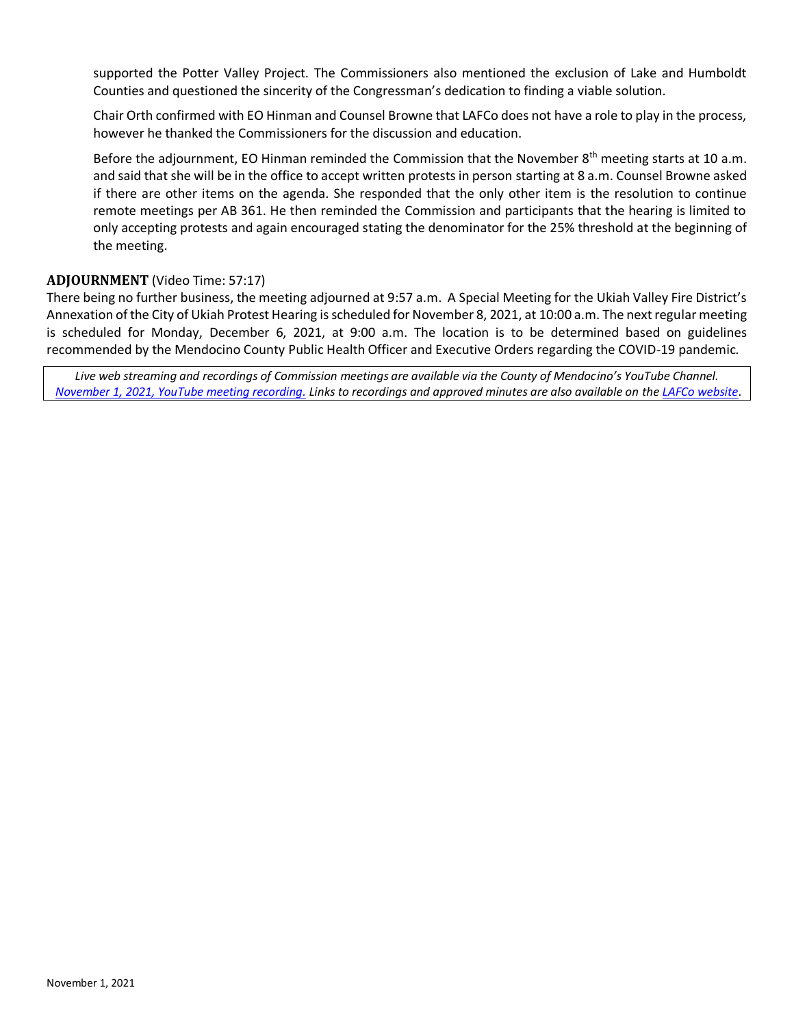supported the Potter Valley Project. The Commissioners also mentioned the exclusion of Lake and Humboldt Counties and questioned the sincerity of the Congressman's dedication to finding a viable solution.

Chair Orth confirmed with EO Hinman and Counsel Browne that LAFCo does not have a role to play in the process, however he thanked the Commissioners for the discussion and education.

Before the adjournment, EO Hinman reminded the Commission that the November 8th meeting starts at 10 a.m. and said that she will be in the office to accept written protests in person starting at 8 a.m. Counsel Browne asked if there are other items on the agenda. She responded that the only other item is the resolution to continue remote meetings per AB 361. He then reminded the Commission and participants that the hearing is limited to only accepting protests and again encouraged stating the denominator for the 25% threshold at the beginning of the meeting.

**ADJOURNMENT** (Video Time: 57:17)

There being no further business, the meeting adjourned at 9:57 a.m. A Special Meeting for the Ukiah Valley Fire District's Annexation of the City of Ukiah Protest Hearing is scheduled for November 8, 2021, at 10:00 a.m. The next regular meeting is scheduled for Monday, December 6, 2021, at 9:00 a.m. The location is to be determined based on guidelines recommended by the Mendocino County Public Health Officer and Executive Orders regarding the COVID-19 pandemic.

*Live web streaming and recordings of Commission meetings are available via the County of Mendocino's YouTube Channel. November 1, 2021, YouTube meeting recording. Links to recordings and approved minutes are also available on the LAFCo website.*